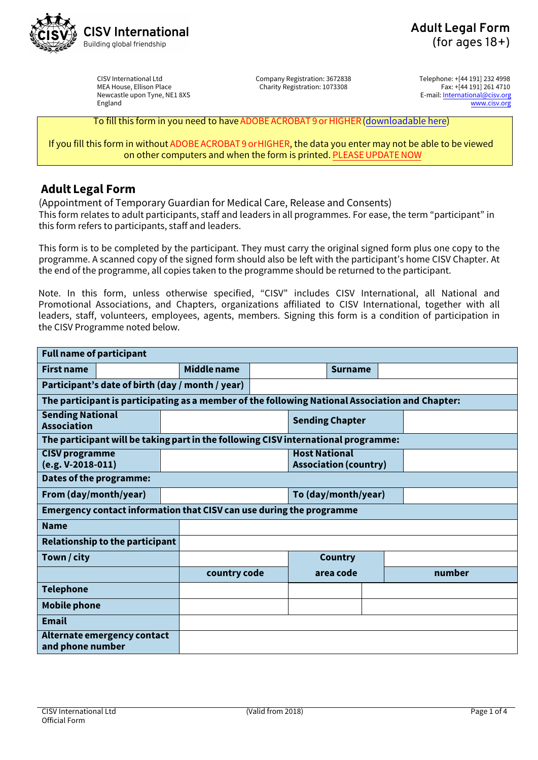**CISV International**
Building global friendship

# Adult Legal Form
(for ages 18+)

CISV International Ltd
MEA House, Ellison Place
Newcastle upon Tyne, NE1 8XS
England

Company Registration: 3672838
Charity Registration: 1073308

Telephone: +[44 191] 232 4998
Fax: +[44 191] 261 4710
E-mail: International@cisv.org
www.cisv.org

To fill this form in you need to have ADOBE ACROBAT 9 or HIGHER (downloadable here)

If you fill this form in without ADOBE ACROBAT 9 or HIGHER, the data you enter may not be able to be viewed on other computers and when the form is printed. PLEASE UPDATE NOW

## Adult Legal Form

(Appointment of Temporary Guardian for Medical Care, Release and Consents)
This form relates to adult participants, staff and leaders in all programmes. For ease, the term "participant" in this form refers to participants, staff and leaders.

This form is to be completed by the participant. They must carry the original signed form plus one copy to the programme. A scanned copy of the signed form should also be left with the participant's home CISV Chapter. At the end of the programme, all copies taken to the programme should be returned to the participant.

Note. In this form, unless otherwise specified, "CISV" includes CISV International, all National and Promotional Associations, and Chapters, organizations affiliated to CISV International, together with all leaders, staff, volunteers, employees, agents, members. Signing this form is a condition of participation in the CISV Programme noted below.

| **Full name of participant** | | | | | |
|---|---|---|---|---|---|
| **First name** | | **Middle name** | | **Surname** | |
| **Participant's date of birth (day / month / year)** | | | | | |
| **The participant is participating as a member of the following National Association and Chapter:** | | | | | |
| **Sending National Association** | | | **Sending Chapter** | | |
| **The participant will be taking part in the following CISV international programme:** | | | | | |
| **CISV programme (e.g. V-2018-011)** | | | **Host National Association (country)** | | |
| **Dates of the programme:** | | | | | |
| **From (day/month/year)** | | | **To (day/month/year)** | | |
| **Emergency contact information that CISV can use during the programme** | | | | | |
| **Name** | | | | | |
| **Relationship to the participant** | | | | | |
| **Town / city** | | | **Country** | | |
| | **country code** | | **area code** | **number** | |
| **Telephone** | | | | | |
| **Mobile phone** | | | | | |
| **Email** | | | | | |
| **Alternate emergency contact and phone number** | | | | | |

CISV International Ltd
Official Form

(Valid from 2018)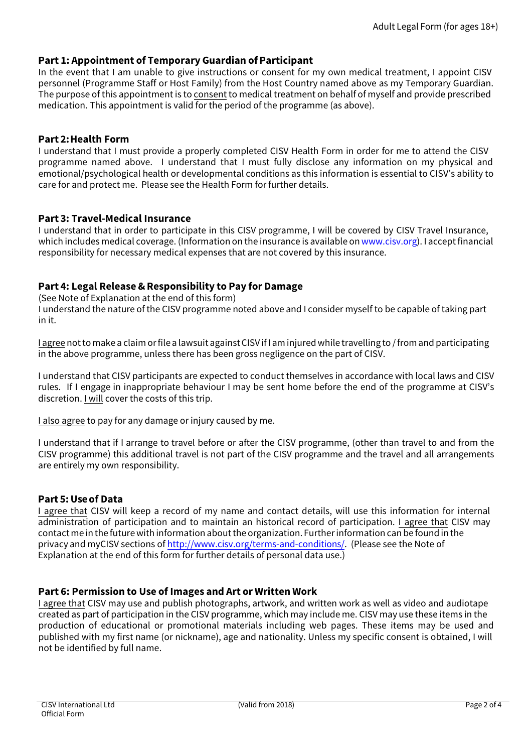Adult Legal Form (for ages 18+)

## Part 1: Appointment of Temporary Guardian of Participant

In the event that I am unable to give instructions or consent for my own medical treatment, I appoint CISV personnel (Programme Staff or Host Family) from the Host Country named above as my Temporary Guardian. The purpose of this appointment is to consent to medical treatment on behalf of myself and provide prescribed medication. This appointment is valid for the period of the programme (as above).

## Part 2: Health Form

I understand that I must provide a properly completed CISV Health Form in order for me to attend the CISV programme named above. I understand that I must fully disclose any information on my physical and emotional/psychological health or developmental conditions as this information is essential to CISV's ability to care for and protect me. Please see the Health Form for further details.

## Part 3: Travel-Medical Insurance

I understand that in order to participate in this CISV programme, I will be covered by CISV Travel Insurance, which includes medical coverage. (Information on the insurance is available on www.cisv.org). I accept financial responsibility for necessary medical expenses that are not covered by this insurance.

## Part 4: Legal Release & Responsibility to Pay for Damage

(See Note of Explanation at the end of this form)
I understand the nature of the CISV programme noted above and I consider myself to be capable of taking part in it.

I agree not to make a claim or file a lawsuit against CISV if I am injured while travelling to / from and participating in the above programme, unless there has been gross negligence on the part of CISV.

I understand that CISV participants are expected to conduct themselves in accordance with local laws and CISV rules. If I engage in inappropriate behaviour I may be sent home before the end of the programme at CISV's discretion. I will cover the costs of this trip.

I also agree to pay for any damage or injury caused by me.

I understand that if I arrange to travel before or after the CISV programme, (other than travel to and from the CISV programme) this additional travel is not part of the CISV programme and the travel and all arrangements are entirely my own responsibility.

## Part 5: Use of Data

I agree that CISV will keep a record of my name and contact details, will use this information for internal administration of participation and to maintain an historical record of participation. I agree that CISV may contact me in the future with information about the organization. Further information can be found in the privacy and myCISV sections of http://www.cisv.org/terms-and-conditions/. (Please see the Note of Explanation at the end of this form for further details of personal data use.)

## Part 6: Permission to Use of Images and Art or Written Work

I agree that CISV may use and publish photographs, artwork, and written work as well as video and audiotape created as part of participation in the CISV programme, which may include me. CISV may use these items in the production of educational or promotional materials including web pages. These items may be used and published with my first name (or nickname), age and nationality. Unless my specific consent is obtained, I will not be identified by full name.

CISV International Ltd
Official Form

(Valid from 2018)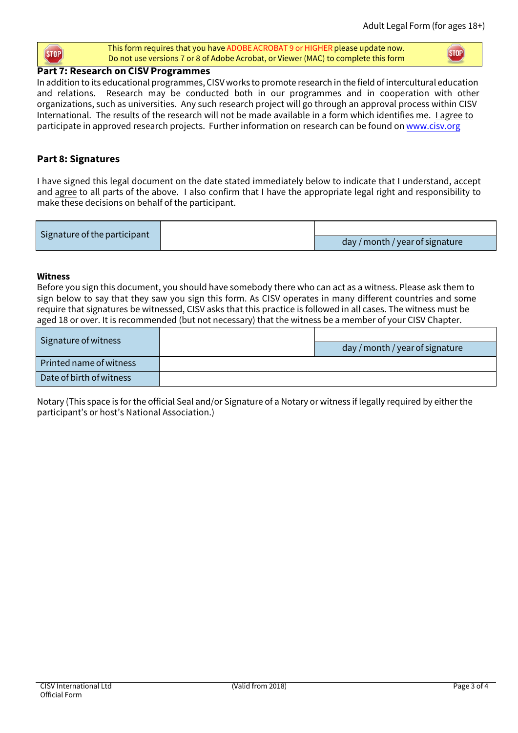This form requires that you have ADOBE ACROBAT 9 or HIGHER please update now.
Do not use versions 7 or 8 of Adobe Acrobat, or Viewer (MAC) to complete this form

## Part 7: Research on CISV Programmes

In addition to its educational programmes, CISV works to promote research in the field of intercultural education and relations. Research may be conducted both in our programmes and in cooperation with other organizations, such as universities. Any such research project will go through an approval process within CISV International. The results of the research will not be made available in a form which identifies me. I agree to participate in approved research projects. Further information on research can be found on www.cisv.org

## Part 8: Signatures

I have signed this legal document on the date stated immediately below to indicate that I understand, accept and agree to all parts of the above. I also confirm that I have the appropriate legal right and responsibility to make these decisions on behalf of the participant.

| Signature of the participant | | day / month / year of signature |
|---|---|---|

### Witness

Before you sign this document, you should have somebody there who can act as a witness. Please ask them to sign below to say that they saw you sign this form. As CISV operates in many different countries and some require that signatures be witnessed, CISV asks that this practice is followed in all cases. The witness must be aged 18 or over. It is recommended (but not necessary) that the witness be a member of your CISV Chapter.

| Signature of witness | | day / month / year of signature |
|---|---|---|
| Printed name of witness | | |
| Date of birth of witness | | |

Notary (This space is for the official Seal and/or Signature of a Notary or witness if legally required by either the participant's or host's National Association.)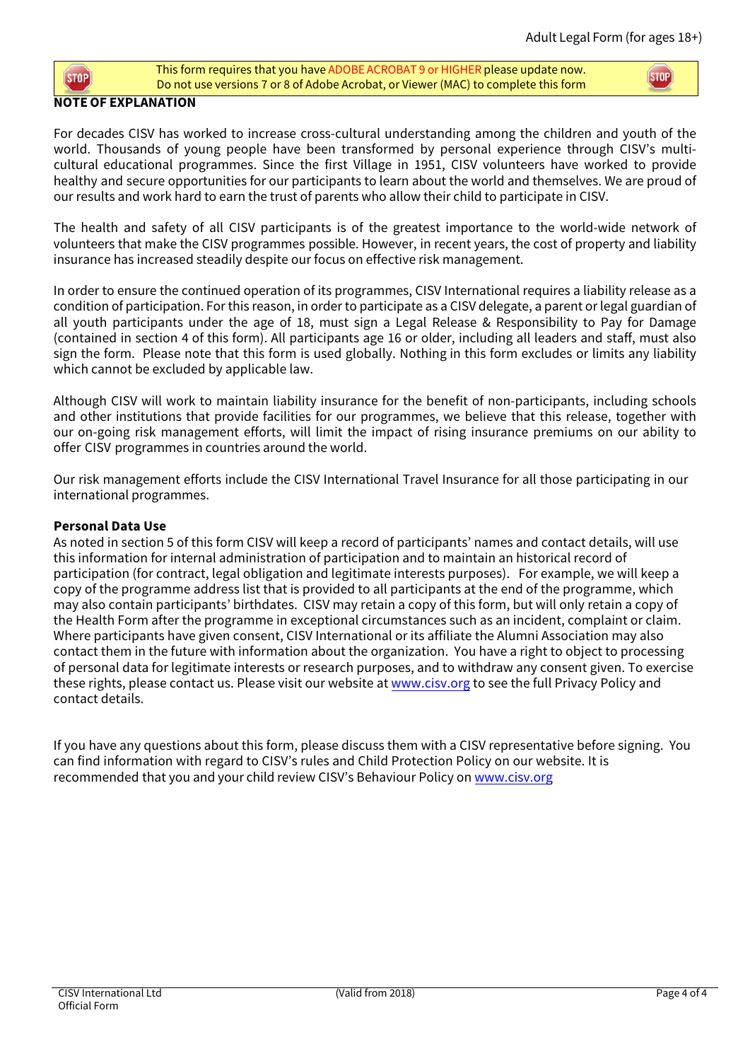This form requires that you have ADOBE ACROBAT 9 or HIGHER please update now.
Do not use versions 7 or 8 of Adobe Acrobat, or Viewer (MAC) to complete this form

**NOTE OF EXPLANATION**

For decades CISV has worked to increase cross-cultural understanding among the children and youth of the world. Thousands of young people have been transformed by personal experience through CISV's multi-cultural educational programmes. Since the first Village in 1951, CISV volunteers have worked to provide healthy and secure opportunities for our participants to learn about the world and themselves. We are proud of our results and work hard to earn the trust of parents who allow their child to participate in CISV.

The health and safety of all CISV participants is of the greatest importance to the world-wide network of volunteers that make the CISV programmes possible. However, in recent years, the cost of property and liability insurance has increased steadily despite our focus on effective risk management.

In order to ensure the continued operation of its programmes, CISV International requires a liability release as a condition of participation. For this reason, in order to participate as a CISV delegate, a parent or legal guardian of all youth participants under the age of 18, must sign a Legal Release & Responsibility to Pay for Damage (contained in section 4 of this form). All participants age 16 or older, including all leaders and staff, must also sign the form. Please note that this form is used globally. Nothing in this form excludes or limits any liability which cannot be excluded by applicable law.

Although CISV will work to maintain liability insurance for the benefit of non-participants, including schools and other institutions that provide facilities for our programmes, we believe that this release, together with our on-going risk management efforts, will limit the impact of rising insurance premiums on our ability to offer CISV programmes in countries around the world.

Our risk management efforts include the CISV International Travel Insurance for all those participating in our international programmes.

**Personal Data Use**

As noted in section 5 of this form CISV will keep a record of participants' names and contact details, will use this information for internal administration of participation and to maintain an historical record of participation (for contract, legal obligation and legitimate interests purposes). For example, we will keep a copy of the programme address list that is provided to all participants at the end of the programme, which may also contain participants' birthdates. CISV may retain a copy of this form, but will only retain a copy of the Health Form after the programme in exceptional circumstances such as an incident, complaint or claim. Where participants have given consent, CISV International or its affiliate the Alumni Association may also contact them in the future with information about the organization. You have a right to object to processing of personal data for legitimate interests or research purposes, and to withdraw any consent given. To exercise these rights, please contact us. Please visit our website at www.cisv.org to see the full Privacy Policy and contact details.

If you have any questions about this form, please discuss them with a CISV representative before signing. You can find information with regard to CISV's rules and Child Protection Policy on our website. It is recommended that you and your child review CISV's Behaviour Policy on www.cisv.org